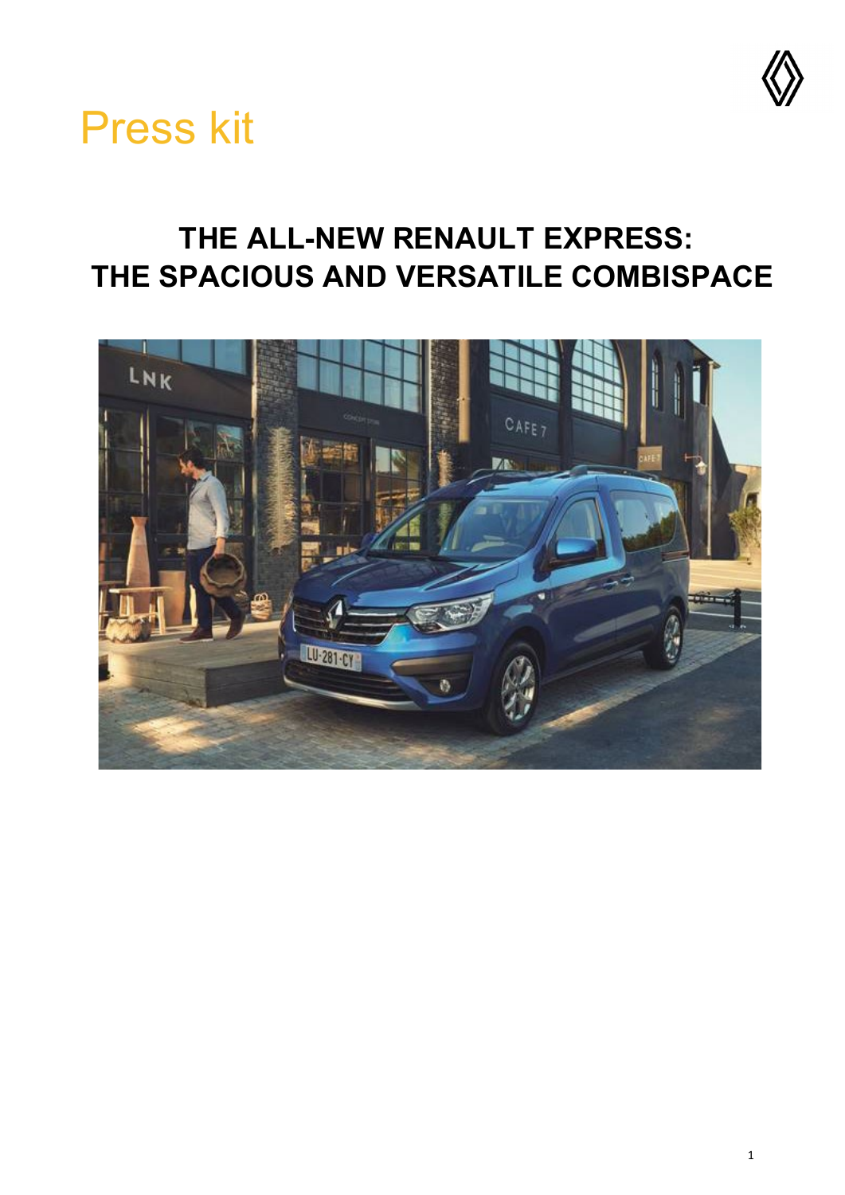Press kit

# THE ALL-NEW RENAULT EXPRESS: THE SPACIOUS AND VERSATILE COMBISPACE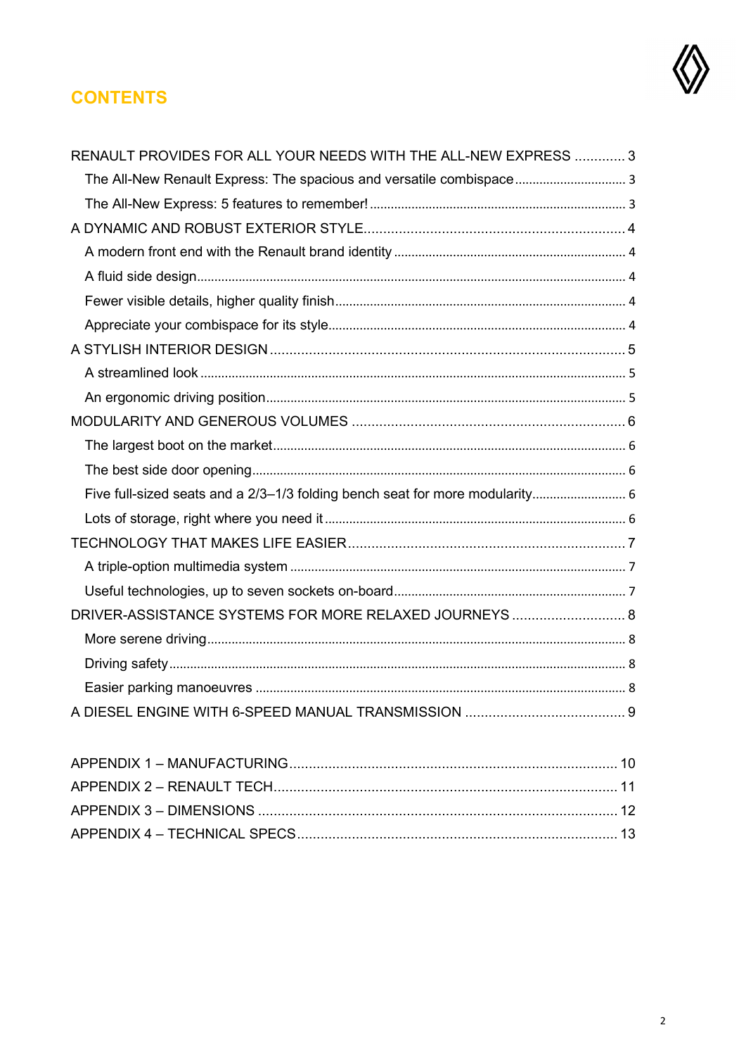# CONTENTS

- RENAULT PROVIDES FOR ALL YOUR NEEDS WITH THE ALL-NEW EXPRESS ............. 3
  - The All-New Renault Express: The spacious and versatile combispace ............................... 3
  - The All-New Express: 5 features to remember! ........................................................................ 3
- A DYNAMIC AND ROBUST EXTERIOR STYLE................................................................... 4
  - A modern front end with the Renault brand identity .................................................................. 4
  - A fluid side design......................................................................................................................... 4
  - Fewer visible details, higher quality finish.................................................................................. 4
  - Appreciate your combispace for its style.................................................................................... 4
- A STYLISH INTERIOR DESIGN ........................................................................................... 5
  - A streamlined look ........................................................................................................................ 5
  - An ergonomic driving position...................................................................................................... 5
- MODULARITY AND GENEROUS VOLUMES ...................................................................... 6
  - The largest boot on the market.................................................................................................... 6
  - The best side door opening.......................................................................................................... 6
  - Five full-sized seats and a 2/3–1/3 folding bench seat for more modularity........................... 6
  - Lots of storage, right where you need it ..................................................................................... 6
- TECHNOLOGY THAT MAKES LIFE EASIER....................................................................... 7
  - A triple-option multimedia system ............................................................................................... 7
  - Useful technologies, up to seven sockets on-board.................................................................. 7
- DRIVER-ASSISTANCE SYSTEMS FOR MORE RELAXED JOURNEYS ............................. 8
  - More serene driving...................................................................................................................... 8
  - Driving safety................................................................................................................................. 8
  - Easier parking manoeuvres ......................................................................................................... 8
- A DIESEL ENGINE WITH 6-SPEED MANUAL TRANSMISSION ......................................... 9

- APPENDIX 1 – MANUFACTURING.................................................................................... 10
- APPENDIX 2 – RENAULT TECH........................................................................................ 11
- APPENDIX 3 – DIMENSIONS ............................................................................................. 12
- APPENDIX 4 – TECHNICAL SPECS................................................................................... 13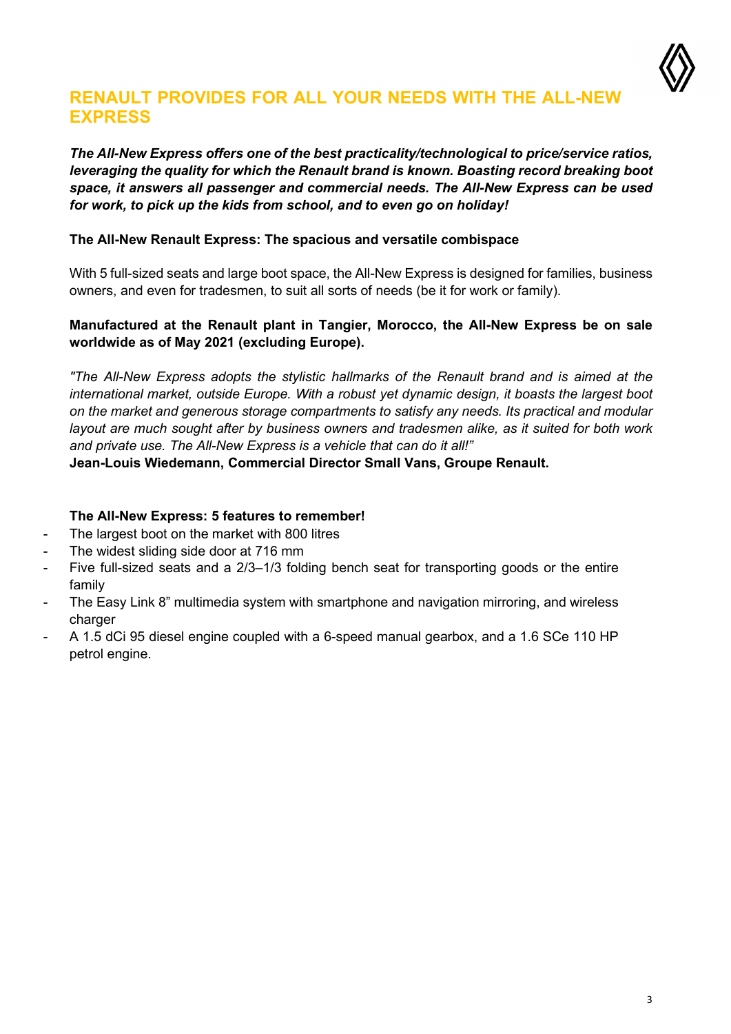# RENAULT PROVIDES FOR ALL YOUR NEEDS WITH THE ALL-NEW EXPRESS

***The All-New Express offers one of the best practicality/technological to price/service ratios, leveraging the quality for which the Renault brand is known. Boasting record breaking boot space, it answers all passenger and commercial needs. The All-New Express can be used for work, to pick up the kids from school, and to even go on holiday!***

**The All-New Renault Express: The spacious and versatile combispace**

With 5 full-sized seats and large boot space, the All-New Express is designed for families, business owners, and even for tradesmen, to suit all sorts of needs (be it for work or family).

**Manufactured at the Renault plant in Tangier, Morocco, the All-New Express be on sale worldwide as of May 2021 (excluding Europe).**

*"The All-New Express adopts the stylistic hallmarks of the Renault brand and is aimed at the international market, outside Europe. With a robust yet dynamic design, it boasts the largest boot on the market and generous storage compartments to satisfy any needs. Its practical and modular layout are much sought after by business owners and tradesmen alike, as it suited for both work and private use. The All-New Express is a vehicle that can do it all!"*

**Jean-Louis Wiedemann, Commercial Director Small Vans, Groupe Renault.**

**The All-New Express: 5 features to remember!**

- The largest boot on the market with 800 litres
- The widest sliding side door at 716 mm
- Five full-sized seats and a 2/3–1/3 folding bench seat for transporting goods or the entire family
- The Easy Link 8" multimedia system with smartphone and navigation mirroring, and wireless charger
- A 1.5 dCi 95 diesel engine coupled with a 6-speed manual gearbox, and a 1.6 SCe 110 HP petrol engine.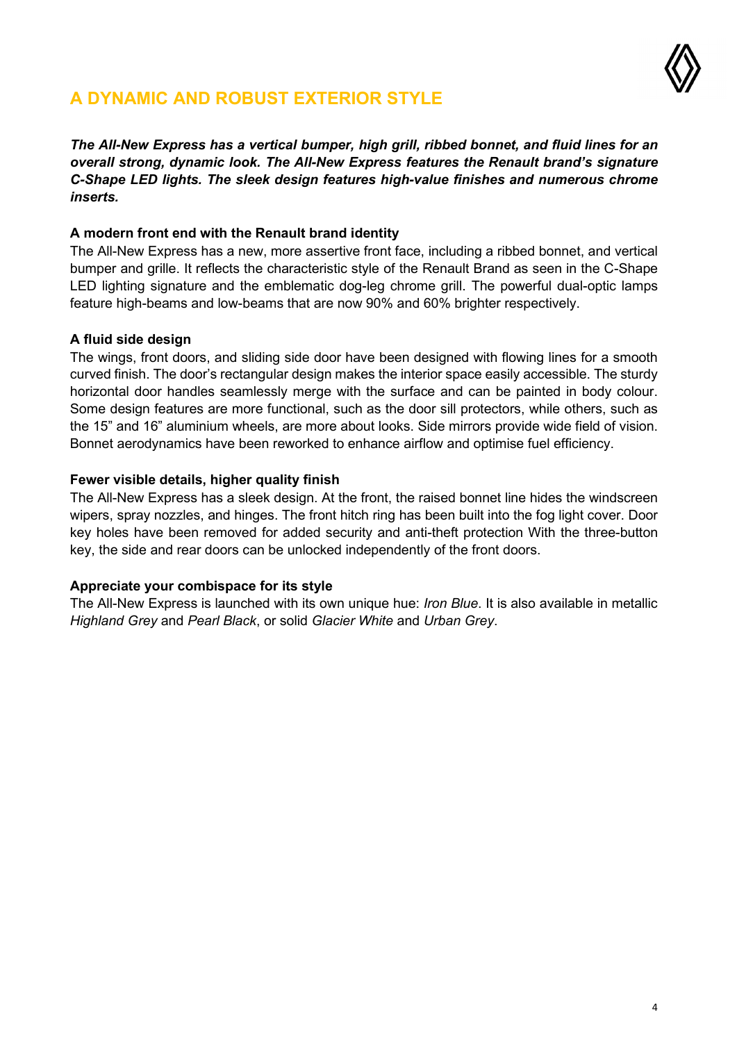## A DYNAMIC AND ROBUST EXTERIOR STYLE

***The All-New Express has a vertical bumper, high grill, ribbed bonnet, and fluid lines for an overall strong, dynamic look. The All-New Express features the Renault brand's signature C-Shape LED lights. The sleek design features high-value finishes and numerous chrome inserts.***

**A modern front end with the Renault brand identity**

The All-New Express has a new, more assertive front face, including a ribbed bonnet, and vertical bumper and grille. It reflects the characteristic style of the Renault Brand as seen in the C-Shape LED lighting signature and the emblematic dog-leg chrome grill. The powerful dual-optic lamps feature high-beams and low-beams that are now 90% and 60% brighter respectively.

**A fluid side design**

The wings, front doors, and sliding side door have been designed with flowing lines for a smooth curved finish. The door's rectangular design makes the interior space easily accessible. The sturdy horizontal door handles seamlessly merge with the surface and can be painted in body colour. Some design features are more functional, such as the door sill protectors, while others, such as the 15" and 16" aluminium wheels, are more about looks. Side mirrors provide wide field of vision. Bonnet aerodynamics have been reworked to enhance airflow and optimise fuel efficiency.

**Fewer visible details, higher quality finish**

The All-New Express has a sleek design. At the front, the raised bonnet line hides the windscreen wipers, spray nozzles, and hinges. The front hitch ring has been built into the fog light cover. Door key holes have been removed for added security and anti-theft protection With the three-button key, the side and rear doors can be unlocked independently of the front doors.

**Appreciate your combispace for its style**

The All-New Express is launched with its own unique hue: *Iron Blue*. It is also available in metallic *Highland Grey* and *Pearl Black*, or solid *Glacier White* and *Urban Grey*.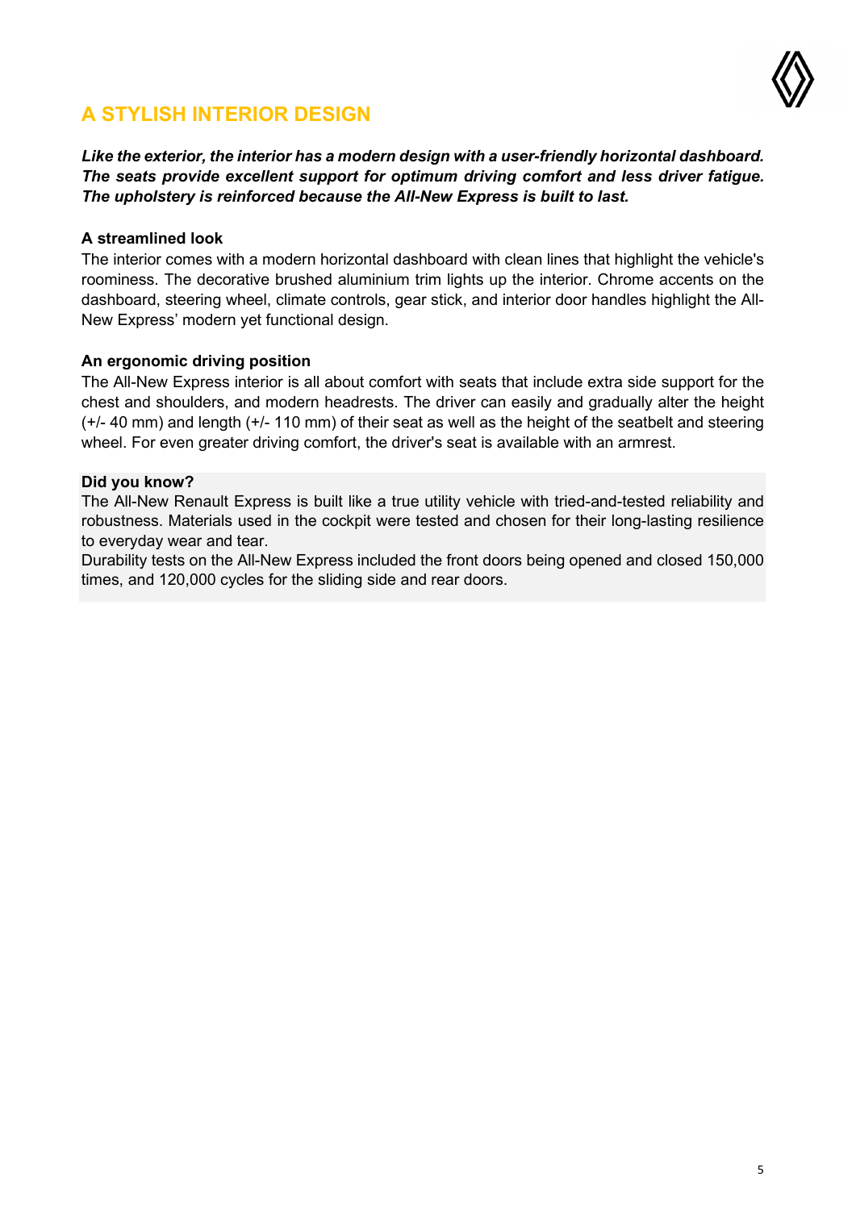## A STYLISH INTERIOR DESIGN

***Like the exterior, the interior has a modern design with a user-friendly horizontal dashboard. The seats provide excellent support for optimum driving comfort and less driver fatigue. The upholstery is reinforced because the All-New Express is built to last.***

**A streamlined look**

The interior comes with a modern horizontal dashboard with clean lines that highlight the vehicle's roominess. The decorative brushed aluminium trim lights up the interior. Chrome accents on the dashboard, steering wheel, climate controls, gear stick, and interior door handles highlight the All-New Express' modern yet functional design.

**An ergonomic driving position**

The All-New Express interior is all about comfort with seats that include extra side support for the chest and shoulders, and modern headrests. The driver can easily and gradually alter the height (+/- 40 mm) and length (+/- 110 mm) of their seat as well as the height of the seatbelt and steering wheel. For even greater driving comfort, the driver's seat is available with an armrest.

**Did you know?**

The All-New Renault Express is built like a true utility vehicle with tried-and-tested reliability and robustness. Materials used in the cockpit were tested and chosen for their long-lasting resilience to everyday wear and tear.

Durability tests on the All-New Express included the front doors being opened and closed 150,000 times, and 120,000 cycles for the sliding side and rear doors.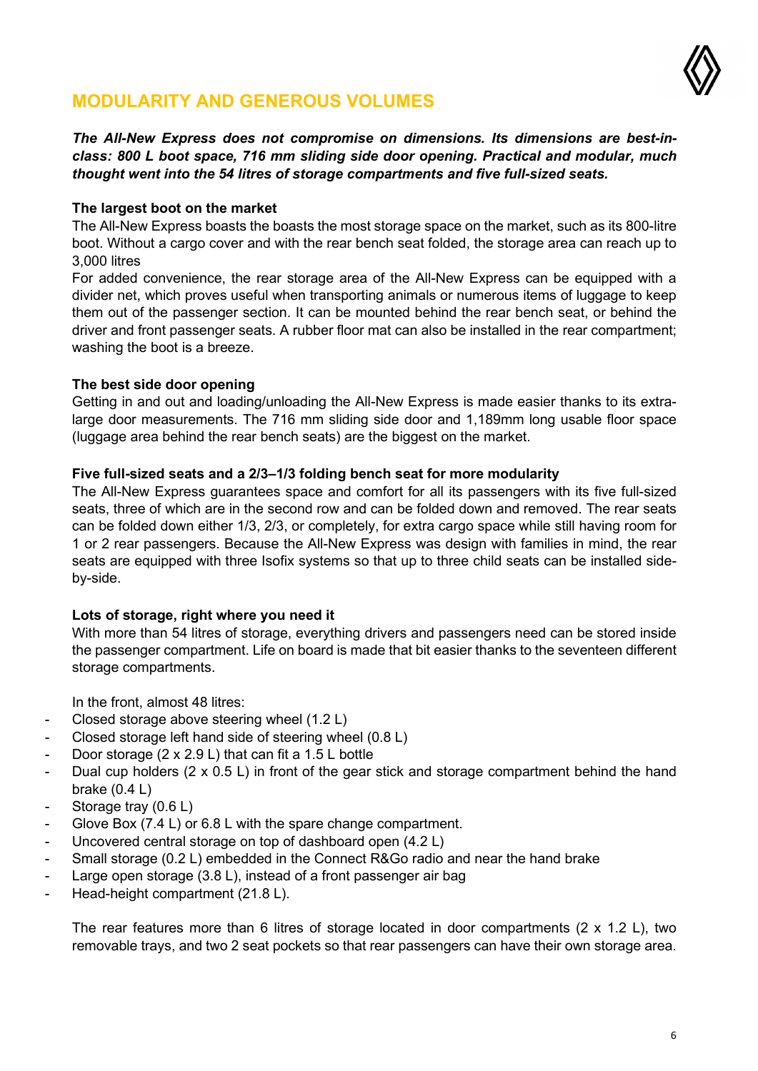## MODULARITY AND GENEROUS VOLUMES

***The All-New Express does not compromise on dimensions. Its dimensions are best-in-class: 800 L boot space, 716 mm sliding side door opening. Practical and modular, much thought went into the 54 litres of storage compartments and five full-sized seats.***

**The largest boot on the market**

The All-New Express boasts the boasts the most storage space on the market, such as its 800-litre boot. Without a cargo cover and with the rear bench seat folded, the storage area can reach up to 3,000 litres

For added convenience, the rear storage area of the All-New Express can be equipped with a divider net, which proves useful when transporting animals or numerous items of luggage to keep them out of the passenger section. It can be mounted behind the rear bench seat, or behind the driver and front passenger seats. A rubber floor mat can also be installed in the rear compartment; washing the boot is a breeze.

**The best side door opening**

Getting in and out and loading/unloading the All-New Express is made easier thanks to its extra-large door measurements. The 716 mm sliding side door and 1,189mm long usable floor space (luggage area behind the rear bench seats) are the biggest on the market.

**Five full-sized seats and a 2/3–1/3 folding bench seat for more modularity**

The All-New Express guarantees space and comfort for all its passengers with its five full-sized seats, three of which are in the second row and can be folded down and removed. The rear seats can be folded down either 1/3, 2/3, or completely, for extra cargo space while still having room for 1 or 2 rear passengers. Because the All-New Express was design with families in mind, the rear seats are equipped with three Isofix systems so that up to three child seats can be installed side-by-side.

**Lots of storage, right where you need it**

With more than 54 litres of storage, everything drivers and passengers need can be stored inside the passenger compartment. Life on board is made that bit easier thanks to the seventeen different storage compartments.

In the front, almost 48 litres:

- Closed storage above steering wheel (1.2 L)
- Closed storage left hand side of steering wheel (0.8 L)
- Door storage (2 x 2.9 L) that can fit a 1.5 L bottle
- Dual cup holders (2 x 0.5 L) in front of the gear stick and storage compartment behind the hand brake (0.4 L)
- Storage tray (0.6 L)
- Glove Box (7.4 L) or 6.8 L with the spare change compartment.
- Uncovered central storage on top of dashboard open (4.2 L)
- Small storage (0.2 L) embedded in the Connect R&Go radio and near the hand brake
- Large open storage (3.8 L), instead of a front passenger air bag
- Head-height compartment (21.8 L).

The rear features more than 6 litres of storage located in door compartments (2 x 1.2 L), two removable trays, and two 2 seat pockets so that rear passengers can have their own storage area.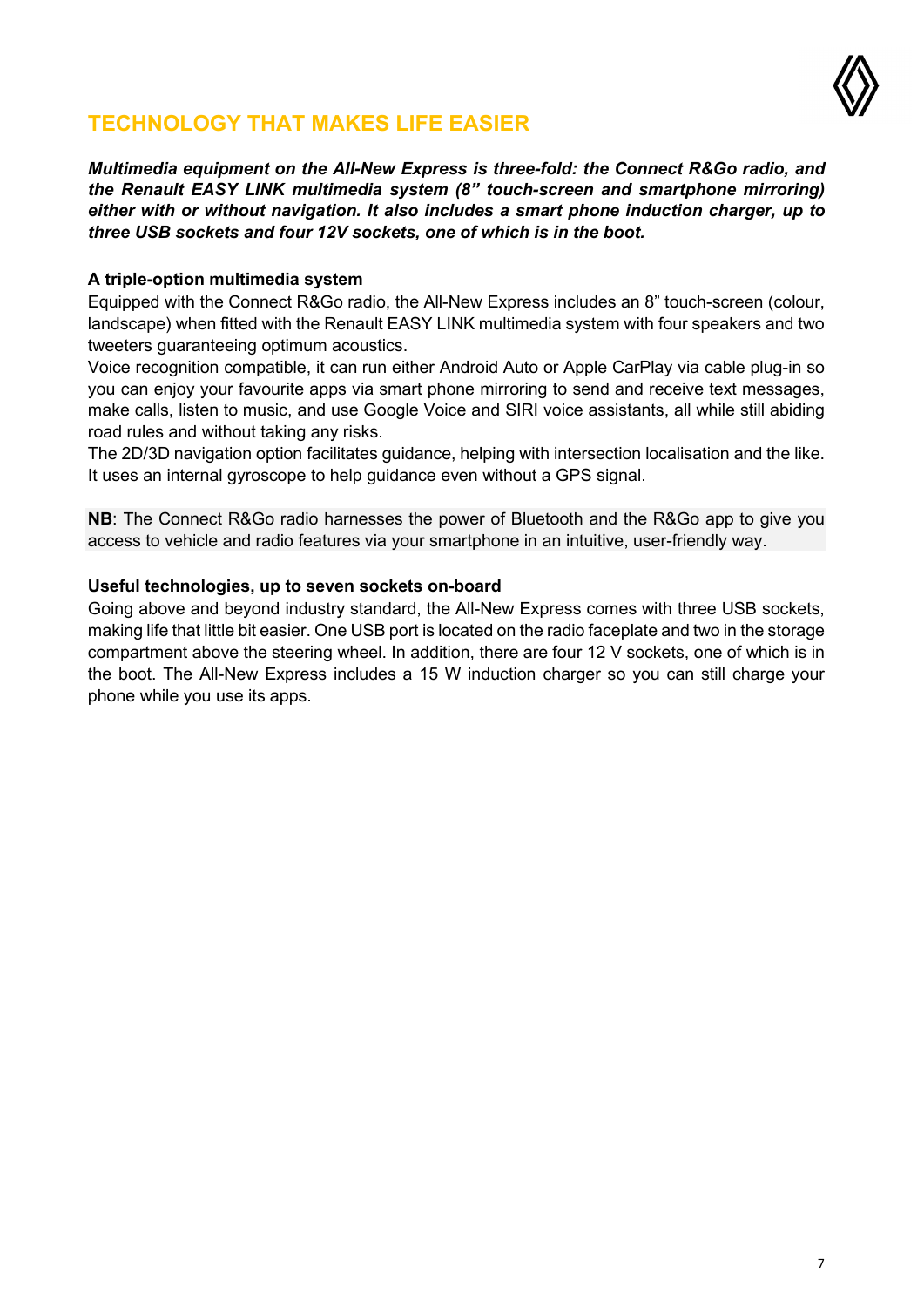## TECHNOLOGY THAT MAKES LIFE EASIER

***Multimedia equipment on the All-New Express is three-fold: the Connect R&Go radio, and the Renault EASY LINK multimedia system (8" touch-screen and smartphone mirroring) either with or without navigation. It also includes a smart phone induction charger, up to three USB sockets and four 12V sockets, one of which is in the boot.***

**A triple-option multimedia system**

Equipped with the Connect R&Go radio, the All-New Express includes an 8" touch-screen (colour, landscape) when fitted with the Renault EASY LINK multimedia system with four speakers and two tweeters guaranteeing optimum acoustics.

Voice recognition compatible, it can run either Android Auto or Apple CarPlay via cable plug-in so you can enjoy your favourite apps via smart phone mirroring to send and receive text messages, make calls, listen to music, and use Google Voice and SIRI voice assistants, all while still abiding road rules and without taking any risks.

The 2D/3D navigation option facilitates guidance, helping with intersection localisation and the like. It uses an internal gyroscope to help guidance even without a GPS signal.

**NB**: The Connect R&Go radio harnesses the power of Bluetooth and the R&Go app to give you access to vehicle and radio features via your smartphone in an intuitive, user-friendly way.

**Useful technologies, up to seven sockets on-board**

Going above and beyond industry standard, the All-New Express comes with three USB sockets, making life that little bit easier. One USB port is located on the radio faceplate and two in the storage compartment above the steering wheel. In addition, there are four 12 V sockets, one of which is in the boot. The All-New Express includes a 15 W induction charger so you can still charge your phone while you use its apps.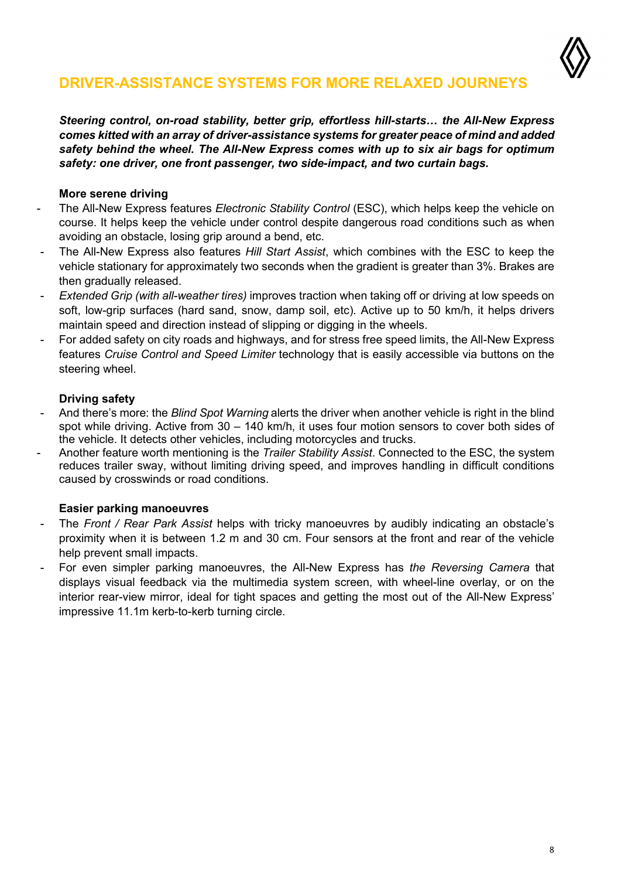## DRIVER-ASSISTANCE SYSTEMS FOR MORE RELAXED JOURNEYS

***Steering control, on-road stability, better grip, effortless hill-starts… the All-New Express comes kitted with an array of driver-assistance systems for greater peace of mind and added safety behind the wheel. The All-New Express comes with up to six air bags for optimum safety: one driver, one front passenger, two side-impact, and two curtain bags.***

### More serene driving

- The All-New Express features *Electronic Stability Control* (ESC), which helps keep the vehicle on course. It helps keep the vehicle under control despite dangerous road conditions such as when avoiding an obstacle, losing grip around a bend, etc.
- The All-New Express also features *Hill Start Assist*, which combines with the ESC to keep the vehicle stationary for approximately two seconds when the gradient is greater than 3%. Brakes are then gradually released.
- *Extended Grip (with all-weather tires)* improves traction when taking off or driving at low speeds on soft, low-grip surfaces (hard sand, snow, damp soil, etc). Active up to 50 km/h, it helps drivers maintain speed and direction instead of slipping or digging in the wheels.
- For added safety on city roads and highways, and for stress free speed limits, the All-New Express features *Cruise Control and Speed Limiter* technology that is easily accessible via buttons on the steering wheel.

### Driving safety

- And there's more: the *Blind Spot Warning* alerts the driver when another vehicle is right in the blind spot while driving. Active from 30 – 140 km/h, it uses four motion sensors to cover both sides of the vehicle. It detects other vehicles, including motorcycles and trucks.
- Another feature worth mentioning is the *Trailer Stability Assist*. Connected to the ESC, the system reduces trailer sway, without limiting driving speed, and improves handling in difficult conditions caused by crosswinds or road conditions.

### Easier parking manoeuvres

- The *Front / Rear Park Assist* helps with tricky manoeuvres by audibly indicating an obstacle's proximity when it is between 1.2 m and 30 cm. Four sensors at the front and rear of the vehicle help prevent small impacts.
- For even simpler parking manoeuvres, the All-New Express has *the Reversing Camera* that displays visual feedback via the multimedia system screen, with wheel-line overlay, or on the interior rear-view mirror, ideal for tight spaces and getting the most out of the All-New Express' impressive 11.1m kerb-to-kerb turning circle.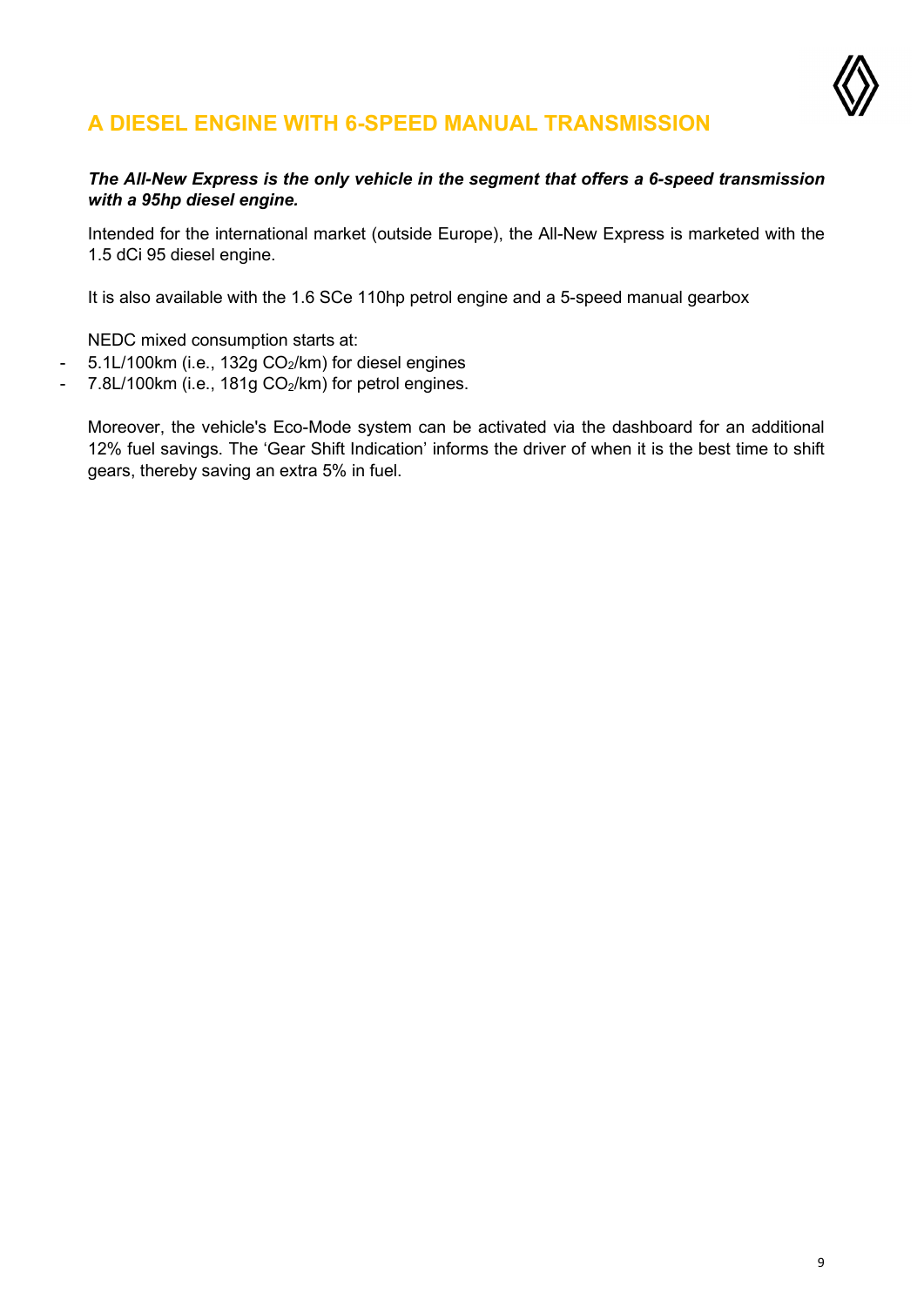## A DIESEL ENGINE WITH 6-SPEED MANUAL TRANSMISSION

***The All-New Express is the only vehicle in the segment that offers a 6-speed transmission with a 95hp diesel engine.***

Intended for the international market (outside Europe), the All-New Express is marketed with the 1.5 dCi 95 diesel engine.

It is also available with the 1.6 SCe 110hp petrol engine and a 5-speed manual gearbox

NEDC mixed consumption starts at:

- 5.1L/100km (i.e., 132g $CO_2$/km) for diesel engines
- 7.8L/100km (i.e., 181g $CO_2$/km) for petrol engines.

Moreover, the vehicle's Eco-Mode system can be activated via the dashboard for an additional 12% fuel savings. The 'Gear Shift Indication' informs the driver of when it is the best time to shift gears, thereby saving an extra 5% in fuel.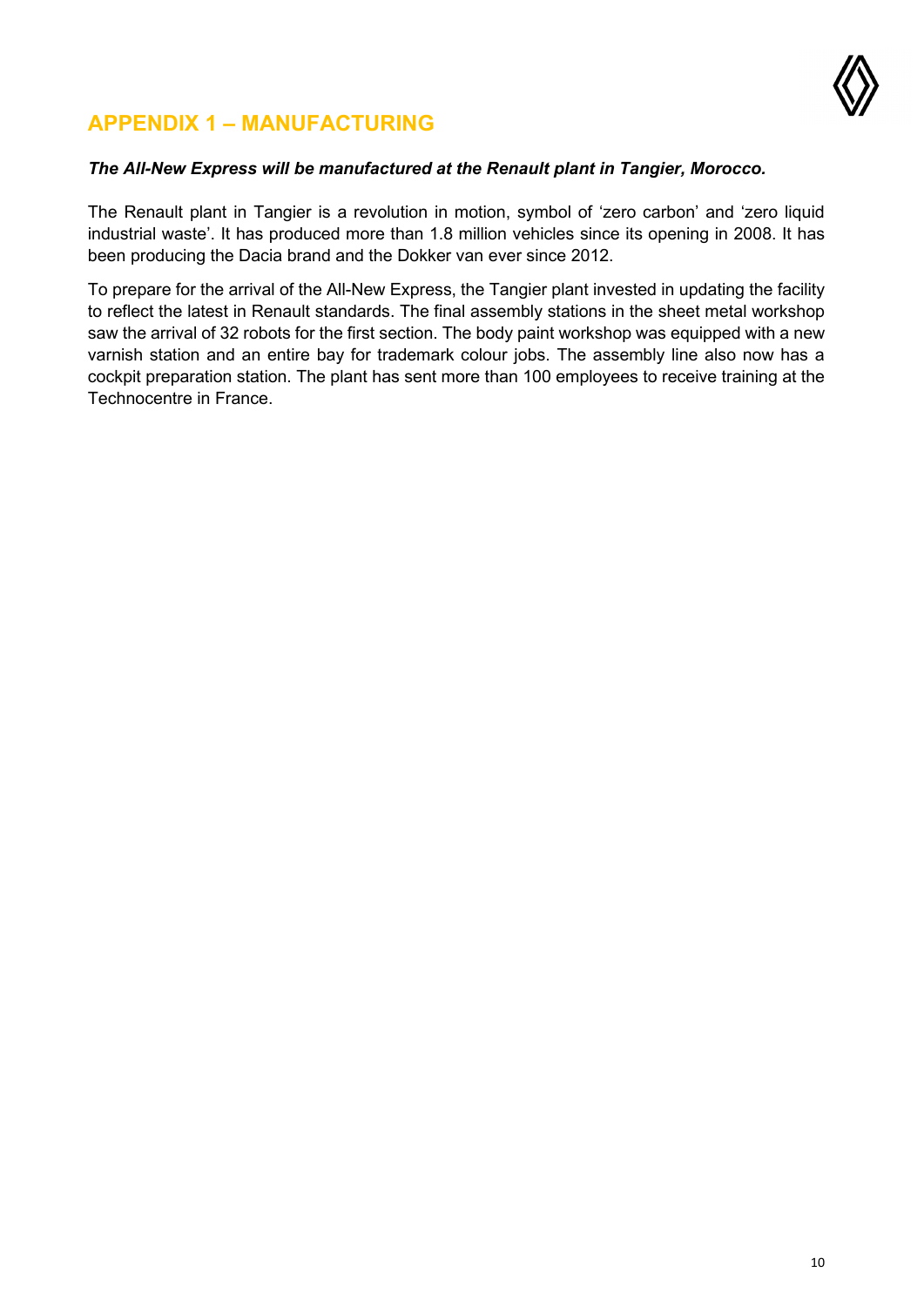## APPENDIX 1 – MANUFACTURING

***The All-New Express will be manufactured at the Renault plant in Tangier, Morocco.***

The Renault plant in Tangier is a revolution in motion, symbol of 'zero carbon' and 'zero liquid industrial waste'. It has produced more than 1.8 million vehicles since its opening in 2008. It has been producing the Dacia brand and the Dokker van ever since 2012.

To prepare for the arrival of the All-New Express, the Tangier plant invested in updating the facility to reflect the latest in Renault standards. The final assembly stations in the sheet metal workshop saw the arrival of 32 robots for the first section. The body paint workshop was equipped with a new varnish station and an entire bay for trademark colour jobs. The assembly line also now has a cockpit preparation station. The plant has sent more than 100 employees to receive training at the Technocentre in France.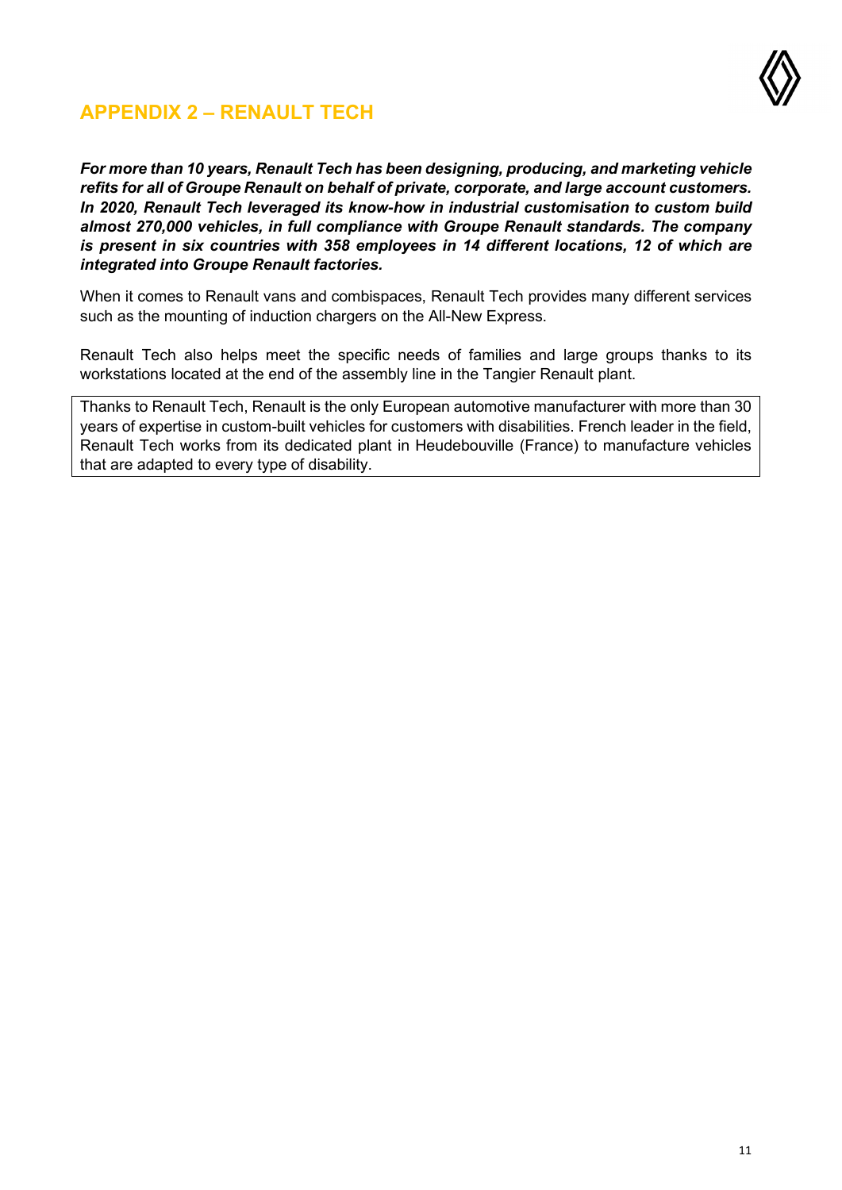## APPENDIX 2 – RENAULT TECH

***For more than 10 years, Renault Tech has been designing, producing, and marketing vehicle refits for all of Groupe Renault on behalf of private, corporate, and large account customers. In 2020, Renault Tech leveraged its know-how in industrial customisation to custom build almost 270,000 vehicles, in full compliance with Groupe Renault standards. The company is present in six countries with 358 employees in 14 different locations, 12 of which are integrated into Groupe Renault factories.***

When it comes to Renault vans and combispaces, Renault Tech provides many different services such as the mounting of induction chargers on the All-New Express.

Renault Tech also helps meet the specific needs of families and large groups thanks to its workstations located at the end of the assembly line in the Tangier Renault plant.

Thanks to Renault Tech, Renault is the only European automotive manufacturer with more than 30 years of expertise in custom-built vehicles for customers with disabilities. French leader in the field, Renault Tech works from its dedicated plant in Heudebouville (France) to manufacture vehicles that are adapted to every type of disability.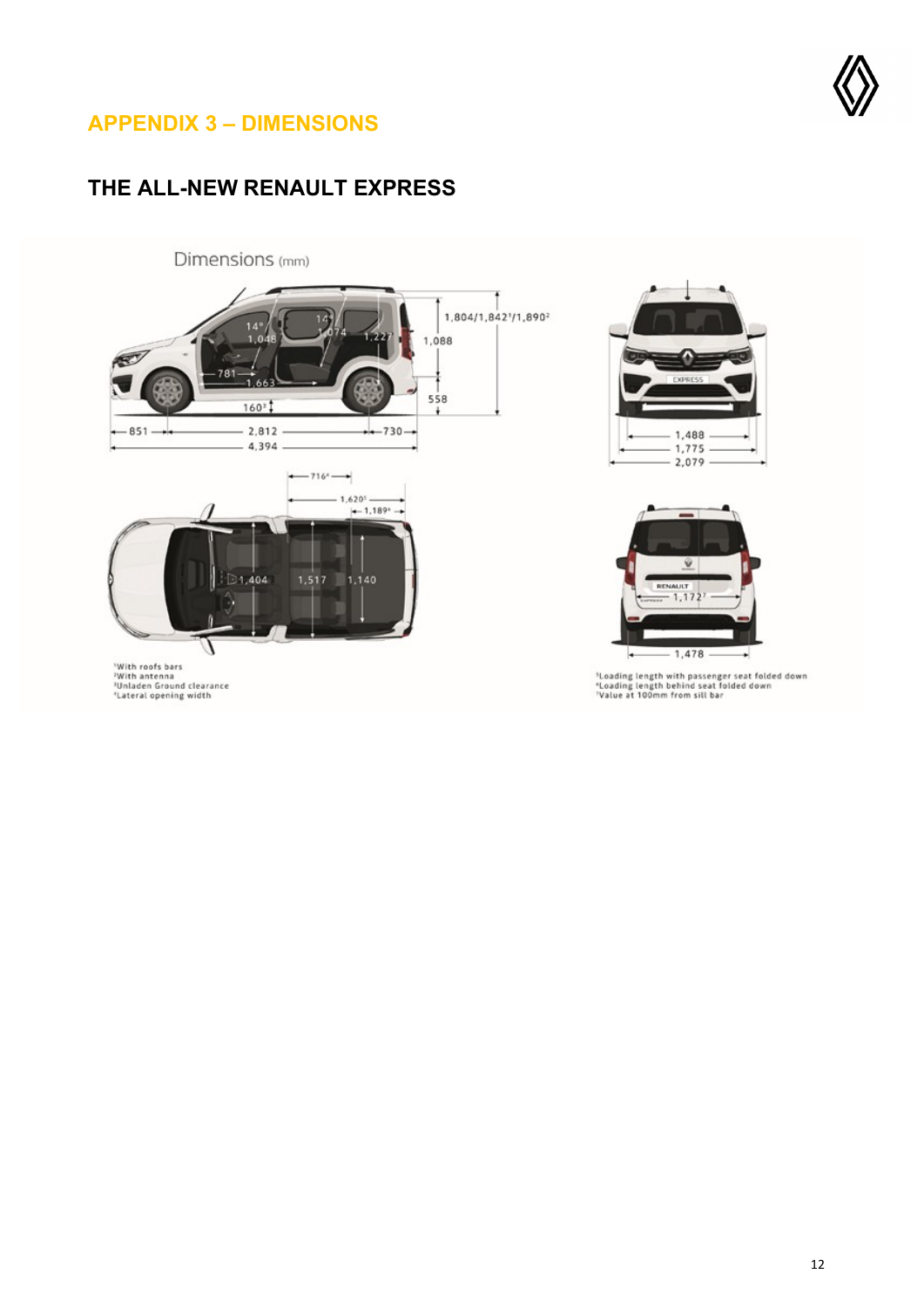## APPENDIX 3 – DIMENSIONS

## THE ALL-NEW RENAULT EXPRESS

Dimensions (mm)

1,804/1,842[1]/1,890[2]

1,088

558

14°

1,048

14°

1,074

1,227

781

1,663

160[3]

851

2,812

730

4,394

1,488

1,775

2,079

716[4]

1,620[5]

1,189[6]

1,404

1,517

1,140

1,172[7]

1,478

[1]With roofs bars
[2]With antenna
[3]Unladen Ground clearance
[4]Lateral opening width

[5]Loading length with passenger seat folded down
[6]Loading length behind seat folded down
[7]Value at 100mm from sill bar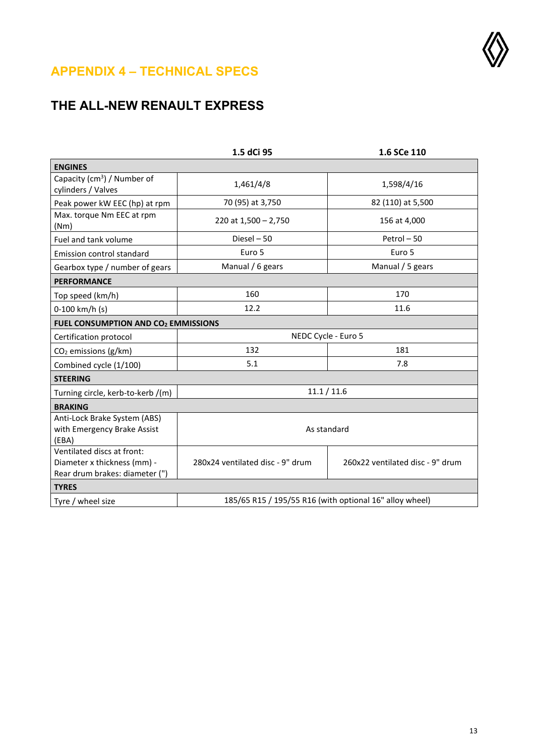# APPENDIX 4 – TECHNICAL SPECS

## THE ALL-NEW RENAULT EXPRESS

| | 1.5 dCi 95 | 1.6 SCe 110 |
|---|---|---|
| **ENGINES** | | |
| Capacity (cm$^3$) / Number of cylinders / Valves | 1,461/4/8 | 1,598/4/16 |
| Peak power kW EEC (hp) at rpm | 70 (95) at 3,750 | 82 (110) at 5,500 |
| Max. torque Nm EEC at rpm (Nm) | 220 at 1,500 – 2,750 | 156 at 4,000 |
| Fuel and tank volume | Diesel – 50 | Petrol – 50 |
| Emission control standard | Euro 5 | Euro 5 |
| Gearbox type / number of gears | Manual / 6 gears | Manual / 5 gears |
| **PERFORMANCE** | | |
| Top speed (km/h) | 160 | 170 |
| 0-100 km/h (s) | 12.2 | 11.6 |
| **FUEL CONSUMPTION AND $CO_2$ EMMISSIONS** | | |
| Certification protocol | NEDC Cycle - Euro 5 | |
| $CO_2$ emissions (g/km) | 132 | 181 |
| Combined cycle (1/100) | 5.1 | 7.8 |
| **STEERING** | | |
| Turning circle, kerb-to-kerb /(m) | 11.1 / 11.6 | |
| **BRAKING** | | |
| Anti-Lock Brake System (ABS) with Emergency Brake Assist (EBA) | As standard | |
| Ventilated discs at front: Diameter x thickness (mm) - Rear drum brakes: diameter (") | 280x24 ventilated disc - 9" drum | 260x22 ventilated disc - 9" drum |
| **TYRES** | | |
| Tyre / wheel size | 185/65 R15 / 195/55 R16 (with optional 16" alloy wheel) | |